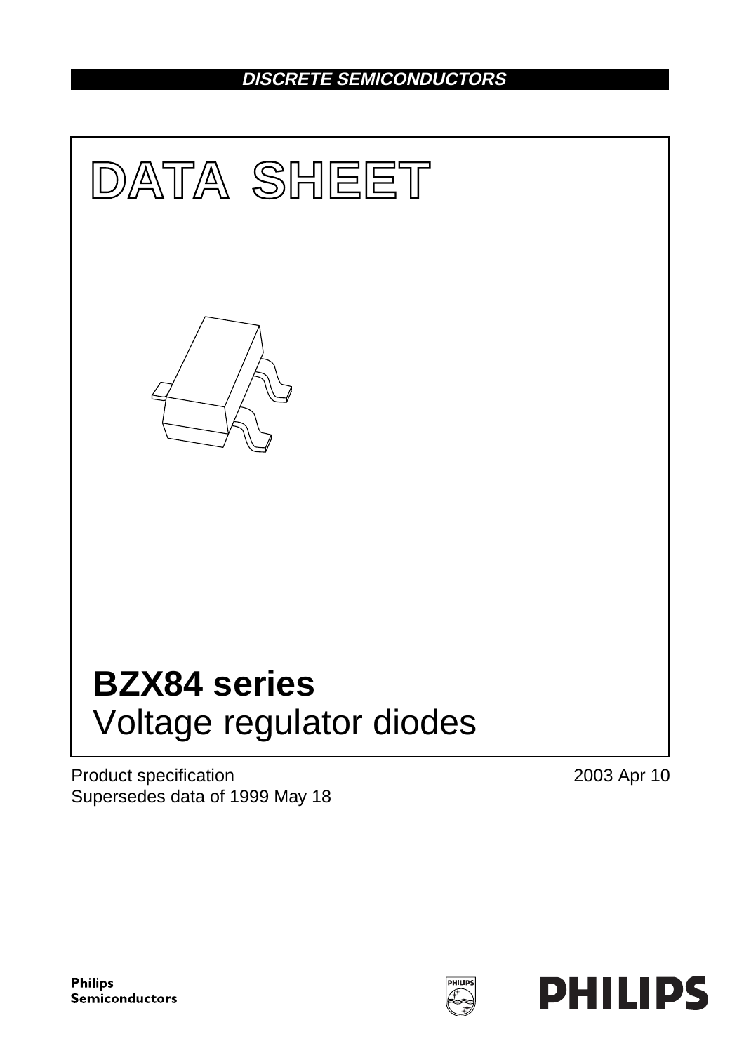**DISCRETE SEMICONDUCTORS**

# DATA SHEET

# BZX84 series
Voltage regulator diodes

Product specification
Supersedes data of 1999 May 18

2003 Apr 10

Philips
Semiconductors

PHILIPS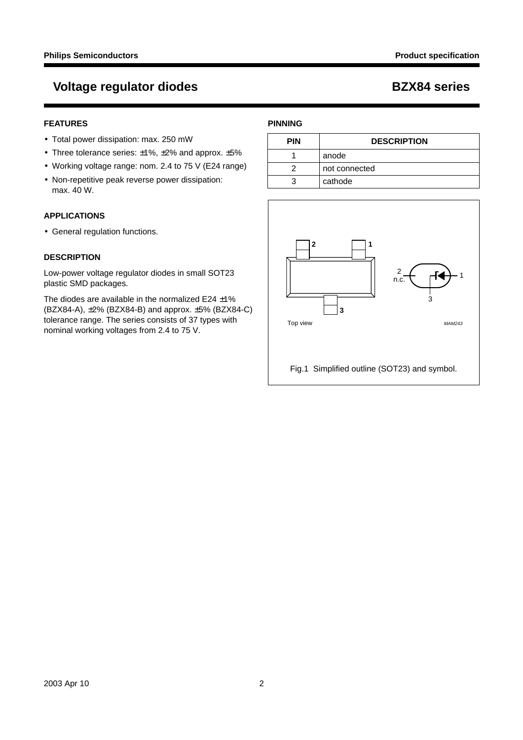# Voltage regulator diodes — BZX84 series

## FEATURES

- Total power dissipation: max. 250 mW
- Three tolerance series: ±1%, ±2% and approx. ±5%
- Working voltage range: nom. 2.4 to 75 V (E24 range)
- Non-repetitive peak reverse power dissipation: max. 40 W.

## APPLICATIONS

- General regulation functions.

## DESCRIPTION

Low-power voltage regulator diodes in small SOT23 plastic SMD packages.

The diodes are available in the normalized E24 ±1% (BZX84-A), ±2% (BZX84-B) and approx. ±5% (BZX84-C) tolerance range. The series consists of 37 types with nominal working voltages from 2.4 to 75 V.

## PINNING

| PIN | DESCRIPTION |
|---|---|
| 1 | anode |
| 2 | not connected |
| 3 | cathode |

Fig.1 Simplified outline (SOT23) and symbol.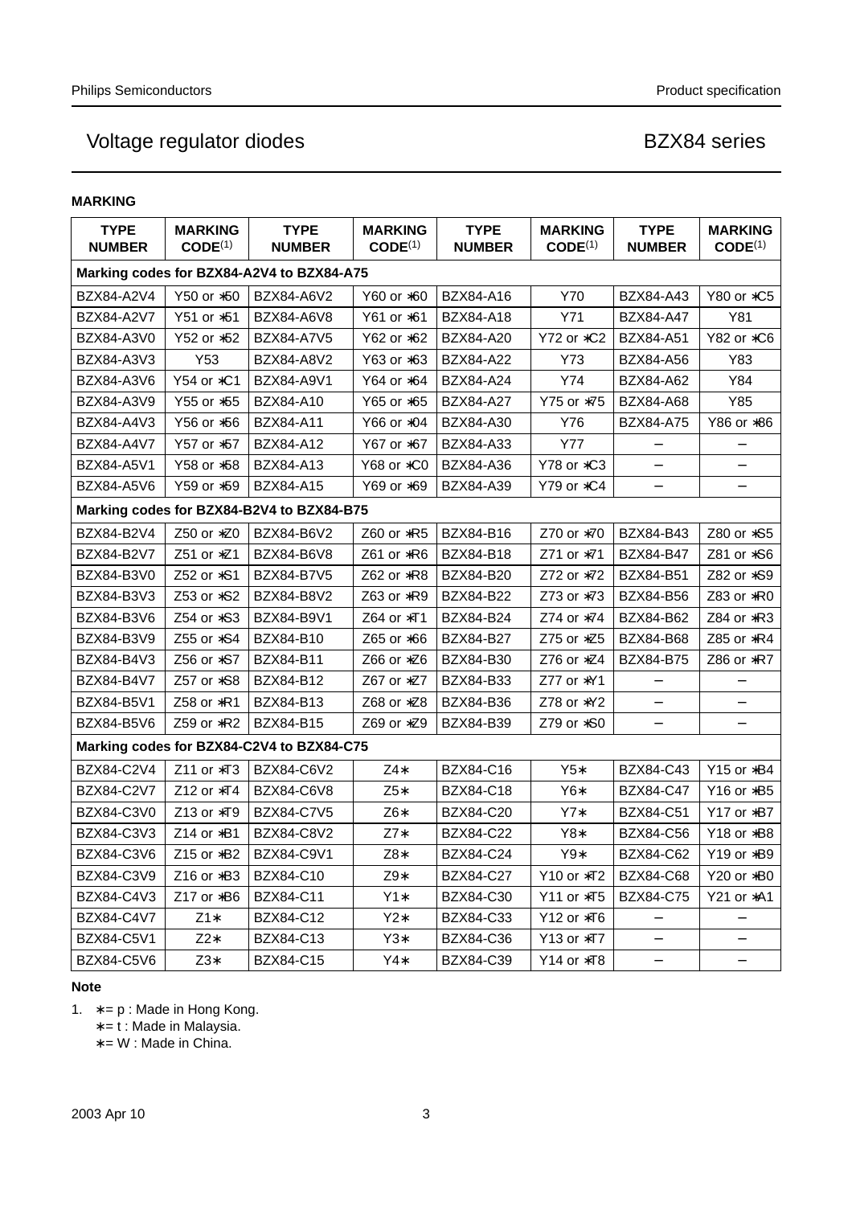## MARKING

| TYPE NUMBER | MARKING CODE[(1)] | TYPE NUMBER | MARKING CODE[(1)] | TYPE NUMBER | MARKING CODE[(1)] | TYPE NUMBER | MARKING CODE[(1)] |
|---|---|---|---|---|---|---|---|
| **Marking codes for BZX84-A2V4 to BZX84-A75** | | | | | | | |
| BZX84-A2V4 | Y50 or ∗50 | BZX84-A6V2 | Y60 or ∗60 | BZX84-A16 | Y70 | BZX84-A43 | Y80 or ∗C5 |
| BZX84-A2V7 | Y51 or ∗51 | BZX84-A6V8 | Y61 or ∗61 | BZX84-A18 | Y71 | BZX84-A47 | Y81 |
| BZX84-A3V0 | Y52 or ∗52 | BZX84-A7V5 | Y62 or ∗62 | BZX84-A20 | Y72 or ∗C2 | BZX84-A51 | Y82 or ∗C6 |
| BZX84-A3V3 | Y53 | BZX84-A8V2 | Y63 or ∗63 | BZX84-A22 | Y73 | BZX84-A56 | Y83 |
| BZX84-A3V6 | Y54 or ∗C1 | BZX84-A9V1 | Y64 or ∗64 | BZX84-A24 | Y74 | BZX84-A62 | Y84 |
| BZX84-A3V9 | Y55 or ∗55 | BZX84-A10 | Y65 or ∗65 | BZX84-A27 | Y75 or ∗75 | BZX84-A68 | Y85 |
| BZX84-A4V3 | Y56 or ∗56 | BZX84-A11 | Y66 or ∗04 | BZX84-A30 | Y76 | BZX84-A75 | Y86 or ∗86 |
| BZX84-A4V7 | Y57 or ∗57 | BZX84-A12 | Y67 or ∗67 | BZX84-A33 | Y77 | – | – |
| BZX84-A5V1 | Y58 or ∗58 | BZX84-A13 | Y68 or ∗C0 | BZX84-A36 | Y78 or ∗C3 | – | – |
| BZX84-A5V6 | Y59 or ∗59 | BZX84-A15 | Y69 or ∗69 | BZX84-A39 | Y79 or ∗C4 | – | – |
| **Marking codes for BZX84-B2V4 to BZX84-B75** | | | | | | | |
| BZX84-B2V4 | Z50 or ∗Z0 | BZX84-B6V2 | Z60 or ∗R5 | BZX84-B16 | Z70 or ∗70 | BZX84-B43 | Z80 or ∗S5 |
| BZX84-B2V7 | Z51 or ∗Z1 | BZX84-B6V8 | Z61 or ∗R6 | BZX84-B18 | Z71 or ∗71 | BZX84-B47 | Z81 or ∗S6 |
| BZX84-B3V0 | Z52 or ∗S1 | BZX84-B7V5 | Z62 or ∗R8 | BZX84-B20 | Z72 or ∗72 | BZX84-B51 | Z82 or ∗S9 |
| BZX84-B3V3 | Z53 or ∗S2 | BZX84-B8V2 | Z63 or ∗R9 | BZX84-B22 | Z73 or ∗73 | BZX84-B56 | Z83 or ∗R0 |
| BZX84-B3V6 | Z54 or ∗S3 | BZX84-B9V1 | Z64 or ∗T1 | BZX84-B24 | Z74 or ∗74 | BZX84-B62 | Z84 or ∗R3 |
| BZX84-B3V9 | Z55 or ∗S4 | BZX84-B10 | Z65 or ∗66 | BZX84-B27 | Z75 or ∗Z5 | BZX84-B68 | Z85 or ∗R4 |
| BZX84-B4V3 | Z56 or ∗S7 | BZX84-B11 | Z66 or ∗Z6 | BZX84-B30 | Z76 or ∗Z4 | BZX84-B75 | Z86 or ∗R7 |
| BZX84-B4V7 | Z57 or ∗S8 | BZX84-B12 | Z67 or ∗Z7 | BZX84-B33 | Z77 or ∗Y1 | – | – |
| BZX84-B5V1 | Z58 or ∗R1 | BZX84-B13 | Z68 or ∗Z8 | BZX84-B36 | Z78 or ∗Y2 | – | – |
| BZX84-B5V6 | Z59 or ∗R2 | BZX84-B15 | Z69 or ∗Z9 | BZX84-B39 | Z79 or ∗S0 | – | – |
| **Marking codes for BZX84-C2V4 to BZX84-C75** | | | | | | | |
| BZX84-C2V4 | Z11 or ∗T3 | BZX84-C6V2 | Z4∗ | BZX84-C16 | Y5∗ | BZX84-C43 | Y15 or ∗B4 |
| BZX84-C2V7 | Z12 or ∗T4 | BZX84-C6V8 | Z5∗ | BZX84-C18 | Y6∗ | BZX84-C47 | Y16 or ∗B5 |
| BZX84-C3V0 | Z13 or ∗T9 | BZX84-C7V5 | Z6∗ | BZX84-C20 | Y7∗ | BZX84-C51 | Y17 or ∗B7 |
| BZX84-C3V3 | Z14 or ∗B1 | BZX84-C8V2 | Z7∗ | BZX84-C22 | Y8∗ | BZX84-C56 | Y18 or ∗B8 |
| BZX84-C3V6 | Z15 or ∗B2 | BZX84-C9V1 | Z8∗ | BZX84-C24 | Y9∗ | BZX84-C62 | Y19 or ∗B9 |
| BZX84-C3V9 | Z16 or ∗B3 | BZX84-C10 | Z9∗ | BZX84-C27 | Y10 or ∗T2 | BZX84-C68 | Y20 or ∗B0 |
| BZX84-C4V3 | Z17 or ∗B6 | BZX84-C11 | Y1∗ | BZX84-C30 | Y11 or ∗T5 | BZX84-C75 | Y21 or ∗A1 |
| BZX84-C4V7 | Z1∗ | BZX84-C12 | Y2∗ | BZX84-C33 | Y12 or ∗T6 | – | – |
| BZX84-C5V1 | Z2∗ | BZX84-C13 | Y3∗ | BZX84-C36 | Y13 or ∗T7 | – | – |
| BZX84-C5V6 | Z3∗ | BZX84-C15 | Y4∗ | BZX84-C39 | Y14 or ∗T8 | – | – |

**Note**

1. ∗= p : Made in Hong Kong.
   ∗= t : Made in Malaysia.
   ∗= W : Made in China.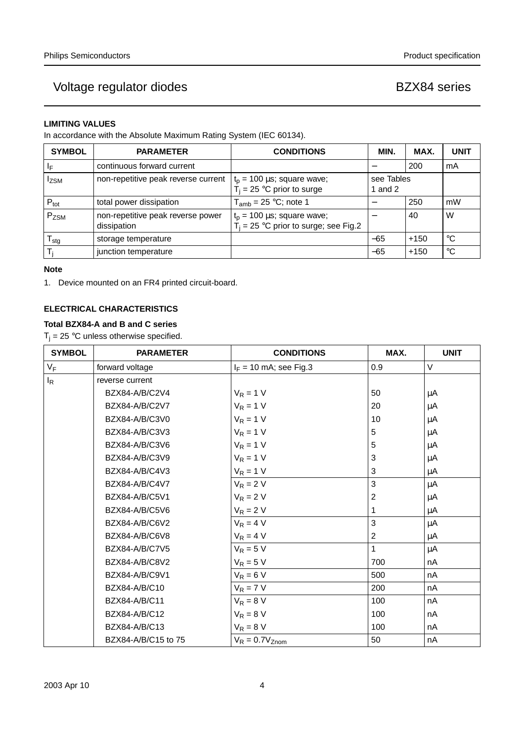## LIMITING VALUES

In accordance with the Absolute Maximum Rating System (IEC 60134).

| SYMBOL | PARAMETER | CONDITIONS | MIN. | MAX. | UNIT |
|---|---|---|---|---|---|
| $I_F$ | continuous forward current | | − | 200 | mA |
| $I_{ZSM}$ | non-repetitive peak reverse current | $t_p$ = 100 µs; square wave; $T_j$ = 25 °C prior to surge | see Tables 1 and 2 | | |
| $P_{tot}$ | total power dissipation | $T_{amb}$ = 25 °C; note 1 | − | 250 | mW |
| $P_{ZSM}$ | non-repetitive peak reverse power dissipation | $t_p$ = 100 µs; square wave; $T_j$ = 25 °C prior to surge; see Fig.2 | − | 40 | W |
| $T_{stg}$ | storage temperature | | −65 | +150 | °C |
| $T_j$ | junction temperature | | −65 | +150 | °C |

**Note**

1. Device mounted on an FR4 printed circuit-board.

## ELECTRICAL CHARACTERISTICS

### Total BZX84-A and B and C series

$T_j$ = 25 °C unless otherwise specified.

| SYMBOL | PARAMETER | CONDITIONS | MAX. | UNIT |
|---|---|---|---|---|
| $V_F$ | forward voltage | $I_F$ = 10 mA; see Fig.3 | 0.9 | V |
| $I_R$ | reverse current | | | |
| | BZX84-A/B/C2V4 | $V_R$ = 1 V | 50 | µA |
| | BZX84-A/B/C2V7 | $V_R$ = 1 V | 20 | µA |
| | BZX84-A/B/C3V0 | $V_R$ = 1 V | 10 | µA |
| | BZX84-A/B/C3V3 | $V_R$ = 1 V | 5 | µA |
| | BZX84-A/B/C3V6 | $V_R$ = 1 V | 5 | µA |
| | BZX84-A/B/C3V9 | $V_R$ = 1 V | 3 | µA |
| | BZX84-A/B/C4V3 | $V_R$ = 1 V | 3 | µA |
| | BZX84-A/B/C4V7 | $V_R$ = 2 V | 3 | µA |
| | BZX84-A/B/C5V1 | $V_R$ = 2 V | 2 | µA |
| | BZX84-A/B/C5V6 | $V_R$ = 2 V | 1 | µA |
| | BZX84-A/B/C6V2 | $V_R$ = 4 V | 3 | µA |
| | BZX84-A/B/C6V8 | $V_R$ = 4 V | 2 | µA |
| | BZX84-A/B/C7V5 | $V_R$ = 5 V | 1 | µA |
| | BZX84-A/B/C8V2 | $V_R$ = 5 V | 700 | nA |
| | BZX84-A/B/C9V1 | $V_R$ = 6 V | 500 | nA |
| | BZX84-A/B/C10 | $V_R$ = 7 V | 200 | nA |
| | BZX84-A/B/C11 | $V_R$ = 8 V | 100 | nA |
| | BZX84-A/B/C12 | $V_R$ = 8 V | 100 | nA |
| | BZX84-A/B/C13 | $V_R$ = 8 V | 100 | nA |
| | BZX84-A/B/C15 to 75 | $V_R$ = 0.7$V_{Znom}$ | 50 | nA |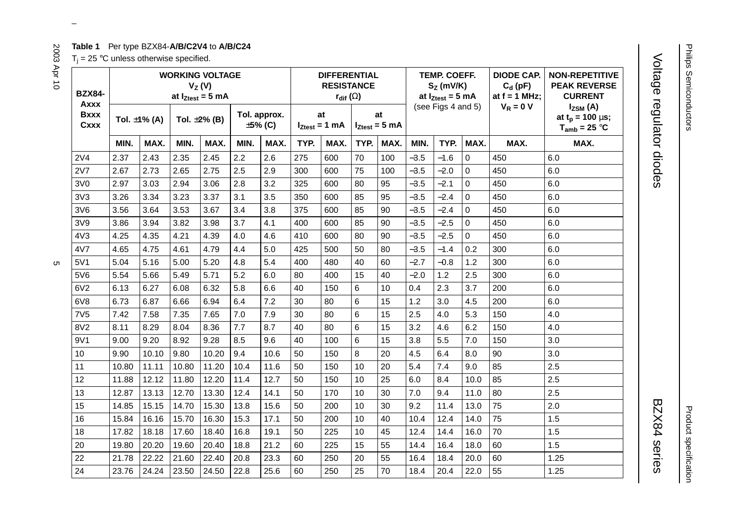**Table 1** Per type BZX84-**A/B/C2V4** to **A/B/C24**

$T_j$ = 25 °C unless otherwise specified.

| BZX84-Axxx Bxxx Cxxx | WORKING VOLTAGE $V_Z$ (V) at $I_{Ztest}$ = 5 mA | | | | | | DIFFERENTIAL RESISTANCE $r_{dif}$ (Ω) | | | | TEMP. COEFF. $S_Z$ (mV/K) at $I_{Ztest}$ = 5 mA (see Figs 4 and 5) | | | DIODE CAP. $C_d$ (pF) at f = 1 MHz; $V_R$ = 0 V | NON-REPETITIVE PEAK REVERSE CURRENT $I_{ZSM}$ (A) at $t_p$ = 100 µs; $T_{amb}$ = 25 °C |
|---|---|---|---|---|---|---|---|---|---|---|---|---|---|---|---|
| | Tol. ±1% (A) | | Tol. ±2% (B) | | Tol. approx. ±5% (C) | | at $I_{Ztest}$ = 1 mA | | at $I_{Ztest}$ = 5 mA | | | | | | |
| | MIN. | MAX. | MIN. | MAX. | MIN. | MAX. | TYP. | MAX. | TYP. | MAX. | MIN. | TYP. | MAX. | MAX. | MAX. |
| 2V4 | 2.37 | 2.43 | 2.35 | 2.45 | 2.2 | 2.6 | 275 | 600 | 70 | 100 | −3.5 | −1.6 | 0 | 450 | 6.0 |
| 2V7 | 2.67 | 2.73 | 2.65 | 2.75 | 2.5 | 2.9 | 300 | 600 | 75 | 100 | −3.5 | −2.0 | 0 | 450 | 6.0 |
| 3V0 | 2.97 | 3.03 | 2.94 | 3.06 | 2.8 | 3.2 | 325 | 600 | 80 | 95 | −3.5 | −2.1 | 0 | 450 | 6.0 |
| 3V3 | 3.26 | 3.34 | 3.23 | 3.37 | 3.1 | 3.5 | 350 | 600 | 85 | 95 | −3.5 | −2.4 | 0 | 450 | 6.0 |
| 3V6 | 3.56 | 3.64 | 3.53 | 3.67 | 3.4 | 3.8 | 375 | 600 | 85 | 90 | −3.5 | −2.4 | 0 | 450 | 6.0 |
| 3V9 | 3.86 | 3.94 | 3.82 | 3.98 | 3.7 | 4.1 | 400 | 600 | 85 | 90 | −3.5 | −2.5 | 0 | 450 | 6.0 |
| 4V3 | 4.25 | 4.35 | 4.21 | 4.39 | 4.0 | 4.6 | 410 | 600 | 80 | 90 | −3.5 | −2.5 | 0 | 450 | 6.0 |
| 4V7 | 4.65 | 4.75 | 4.61 | 4.79 | 4.4 | 5.0 | 425 | 500 | 50 | 80 | −3.5 | −1.4 | 0.2 | 300 | 6.0 |
| 5V1 | 5.04 | 5.16 | 5.00 | 5.20 | 4.8 | 5.4 | 400 | 480 | 40 | 60 | −2.7 | −0.8 | 1.2 | 300 | 6.0 |
| 5V6 | 5.54 | 5.66 | 5.49 | 5.71 | 5.2 | 6.0 | 80 | 400 | 15 | 40 | −2.0 | 1.2 | 2.5 | 300 | 6.0 |
| 6V2 | 6.13 | 6.27 | 6.08 | 6.32 | 5.8 | 6.6 | 40 | 150 | 6 | 10 | 0.4 | 2.3 | 3.7 | 200 | 6.0 |
| 6V8 | 6.73 | 6.87 | 6.66 | 6.94 | 6.4 | 7.2 | 30 | 80 | 6 | 15 | 1.2 | 3.0 | 4.5 | 200 | 6.0 |
| 7V5 | 7.42 | 7.58 | 7.35 | 7.65 | 7.0 | 7.9 | 30 | 80 | 6 | 15 | 2.5 | 4.0 | 5.3 | 150 | 4.0 |
| 8V2 | 8.11 | 8.29 | 8.04 | 8.36 | 7.7 | 8.7 | 40 | 80 | 6 | 15 | 3.2 | 4.6 | 6.2 | 150 | 4.0 |
| 9V1 | 9.00 | 9.20 | 8.92 | 9.28 | 8.5 | 9.6 | 40 | 100 | 6 | 15 | 3.8 | 5.5 | 7.0 | 150 | 3.0 |
| 10 | 9.90 | 10.10 | 9.80 | 10.20 | 9.4 | 10.6 | 50 | 150 | 8 | 20 | 4.5 | 6.4 | 8.0 | 90 | 3.0 |
| 11 | 10.80 | 11.11 | 10.80 | 11.20 | 10.4 | 11.6 | 50 | 150 | 10 | 20 | 5.4 | 7.4 | 9.0 | 85 | 2.5 |
| 12 | 11.88 | 12.12 | 11.80 | 12.20 | 11.4 | 12.7 | 50 | 150 | 10 | 25 | 6.0 | 8.4 | 10.0 | 85 | 2.5 |
| 13 | 12.87 | 13.13 | 12.70 | 13.30 | 12.4 | 14.1 | 50 | 170 | 10 | 30 | 7.0 | 9.4 | 11.0 | 80 | 2.5 |
| 15 | 14.85 | 15.15 | 14.70 | 15.30 | 13.8 | 15.6 | 50 | 200 | 10 | 30 | 9.2 | 11.4 | 13.0 | 75 | 2.0 |
| 16 | 15.84 | 16.16 | 15.70 | 16.30 | 15.3 | 17.1 | 50 | 200 | 10 | 40 | 10.4 | 12.4 | 14.0 | 75 | 1.5 |
| 18 | 17.82 | 18.18 | 17.60 | 18.40 | 16.8 | 19.1 | 50 | 225 | 10 | 45 | 12.4 | 14.4 | 16.0 | 70 | 1.5 |
| 20 | 19.80 | 20.20 | 19.60 | 20.40 | 18.8 | 21.2 | 60 | 225 | 15 | 55 | 14.4 | 16.4 | 18.0 | 60 | 1.5 |
| 22 | 21.78 | 22.22 | 21.60 | 22.40 | 20.8 | 23.3 | 60 | 250 | 20 | 55 | 16.4 | 18.4 | 20.0 | 60 | 1.25 |
| 24 | 23.76 | 24.24 | 23.50 | 24.50 | 22.8 | 25.6 | 60 | 250 | 25 | 70 | 18.4 | 20.4 | 22.0 | 55 | 1.25 |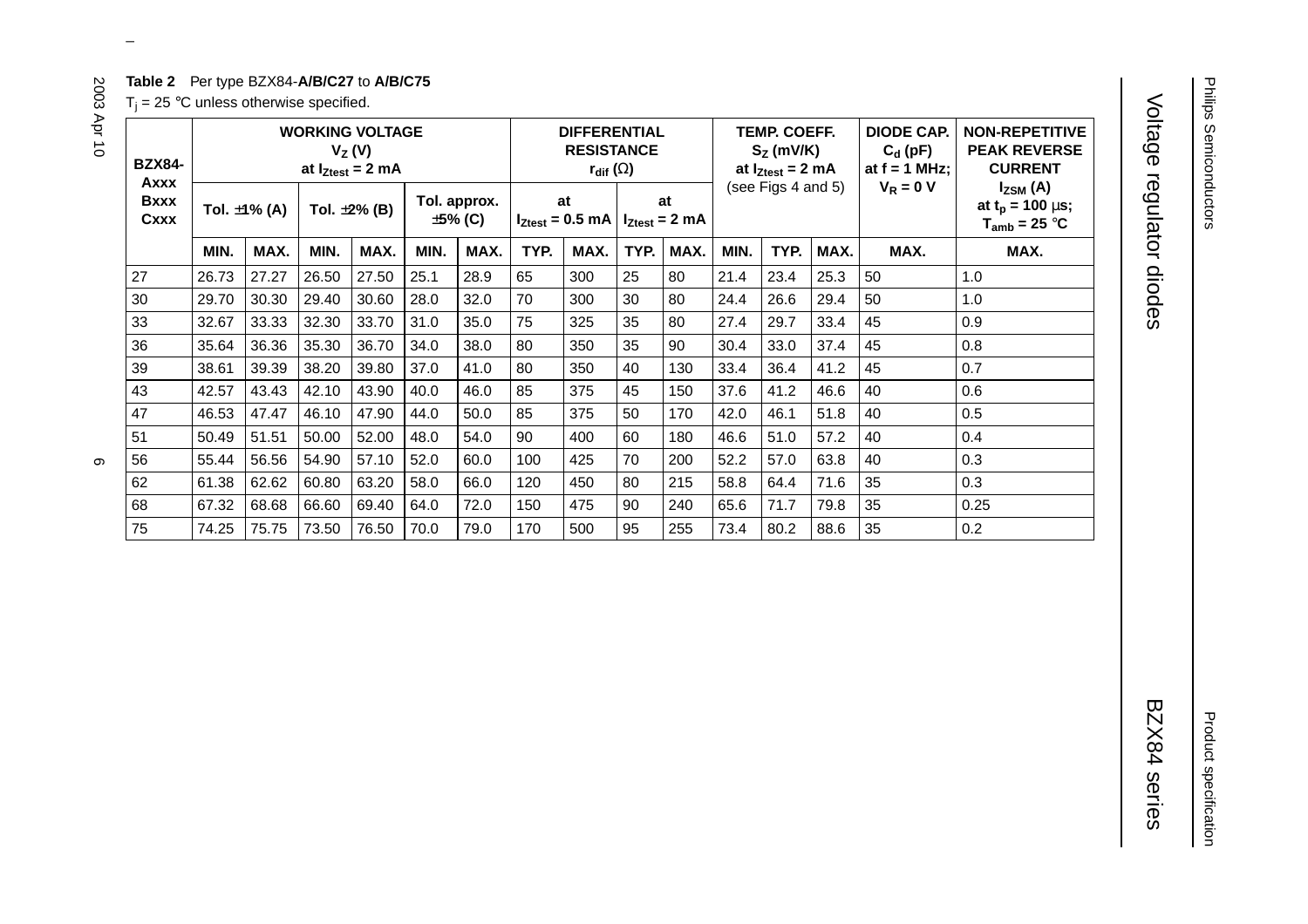**Table 2** Per type BZX84-**A/B/C27** to **A/B/C75**

$T_j$ = 25 °C unless otherwise specified.

| BZX84-Axxx Bxxx Cxxx | WORKING VOLTAGE $V_Z$ (V) at $I_{Ztest}$ = 2 mA | | | | | | DIFFERENTIAL RESISTANCE $r_{dif}$ (Ω) | | | | TEMP. COEFF. $S_Z$ (mV/K) at $I_{Ztest}$ = 2 mA (see Figs 4 and 5) | | | DIODE CAP. $C_d$ (pF) at f = 1 MHz; $V_R$ = 0 V | NON-REPETITIVE PEAK REVERSE CURRENT $I_{ZSM}$ (A) at $t_p$ = 100 µs; $T_{amb}$ = 25 °C |
|---|---|---|---|---|---|---|---|---|---|---|---|---|---|---|---|
| | Tol. ±1% (A) | | Tol. ±2% (B) | | Tol. approx. ±5% (C) | | at $I_{Ztest}$ = 0.5 mA | | at $I_{Ztest}$ = 2 mA | | | | | | |
| | MIN. | MAX. | MIN. | MAX. | MIN. | MAX. | TYP. | MAX. | TYP. | MAX. | MIN. | TYP. | MAX. | MAX. | MAX. |
| 27 | 26.73 | 27.27 | 26.50 | 27.50 | 25.1 | 28.9 | 65 | 300 | 25 | 80 | 21.4 | 23.4 | 25.3 | 50 | 1.0 |
| 30 | 29.70 | 30.30 | 29.40 | 30.60 | 28.0 | 32.0 | 70 | 300 | 30 | 80 | 24.4 | 26.6 | 29.4 | 50 | 1.0 |
| 33 | 32.67 | 33.33 | 32.30 | 33.70 | 31.0 | 35.0 | 75 | 325 | 35 | 80 | 27.4 | 29.7 | 33.4 | 45 | 0.9 |
| 36 | 35.64 | 36.36 | 35.30 | 36.70 | 34.0 | 38.0 | 80 | 350 | 35 | 90 | 30.4 | 33.0 | 37.4 | 45 | 0.8 |
| 39 | 38.61 | 39.39 | 38.20 | 39.80 | 37.0 | 41.0 | 80 | 350 | 40 | 130 | 33.4 | 36.4 | 41.2 | 45 | 0.7 |
| 43 | 42.57 | 43.43 | 42.10 | 43.90 | 40.0 | 46.0 | 85 | 375 | 45 | 150 | 37.6 | 41.2 | 46.6 | 40 | 0.6 |
| 47 | 46.53 | 47.47 | 46.10 | 47.90 | 44.0 | 50.0 | 85 | 375 | 50 | 170 | 42.0 | 46.1 | 51.8 | 40 | 0.5 |
| 51 | 50.49 | 51.51 | 50.00 | 52.00 | 48.0 | 54.0 | 90 | 400 | 60 | 180 | 46.6 | 51.0 | 57.2 | 40 | 0.4 |
| 56 | 55.44 | 56.56 | 54.90 | 57.10 | 52.0 | 60.0 | 100 | 425 | 70 | 200 | 52.2 | 57.0 | 63.8 | 40 | 0.3 |
| 62 | 61.38 | 62.62 | 60.80 | 63.20 | 58.0 | 66.0 | 120 | 450 | 80 | 215 | 58.8 | 64.4 | 71.6 | 35 | 0.3 |
| 68 | 67.32 | 68.68 | 66.60 | 69.40 | 64.0 | 72.0 | 150 | 475 | 90 | 240 | 65.6 | 71.7 | 79.8 | 35 | 0.25 |
| 75 | 74.25 | 75.75 | 73.50 | 76.50 | 70.0 | 79.0 | 170 | 500 | 95 | 255 | 73.4 | 80.2 | 88.6 | 35 | 0.2 |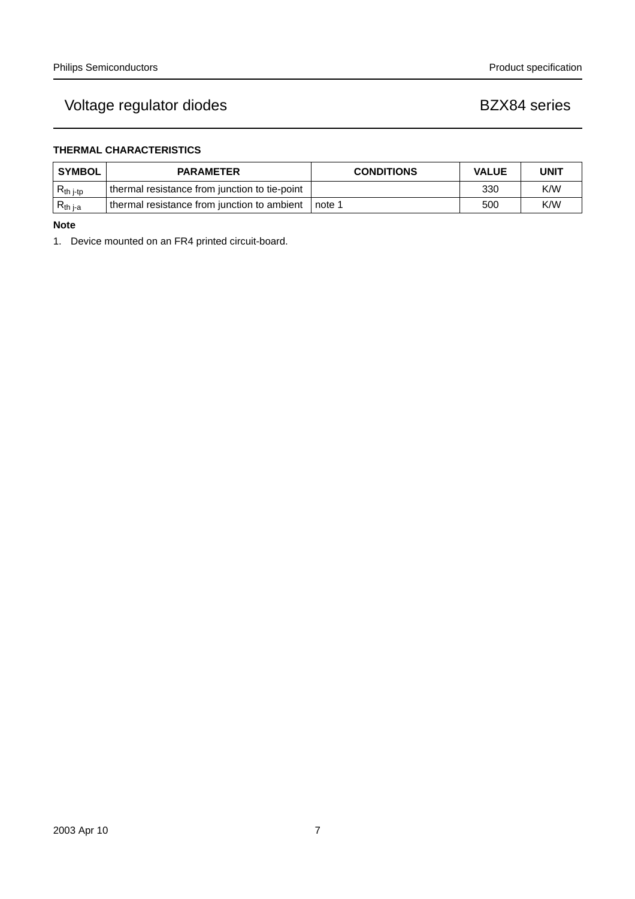### THERMAL CHARACTERISTICS

| SYMBOL | PARAMETER | CONDITIONS | VALUE | UNIT |
|---|---|---|---|---|
| $R_{th\ j\text{-}tp}$ | thermal resistance from junction to tie-point | | 330 | K/W |
| $R_{th\ j\text{-}a}$ | thermal resistance from junction to ambient | note 1 | 500 | K/W |

**Note**

1. Device mounted on an FR4 printed circuit-board.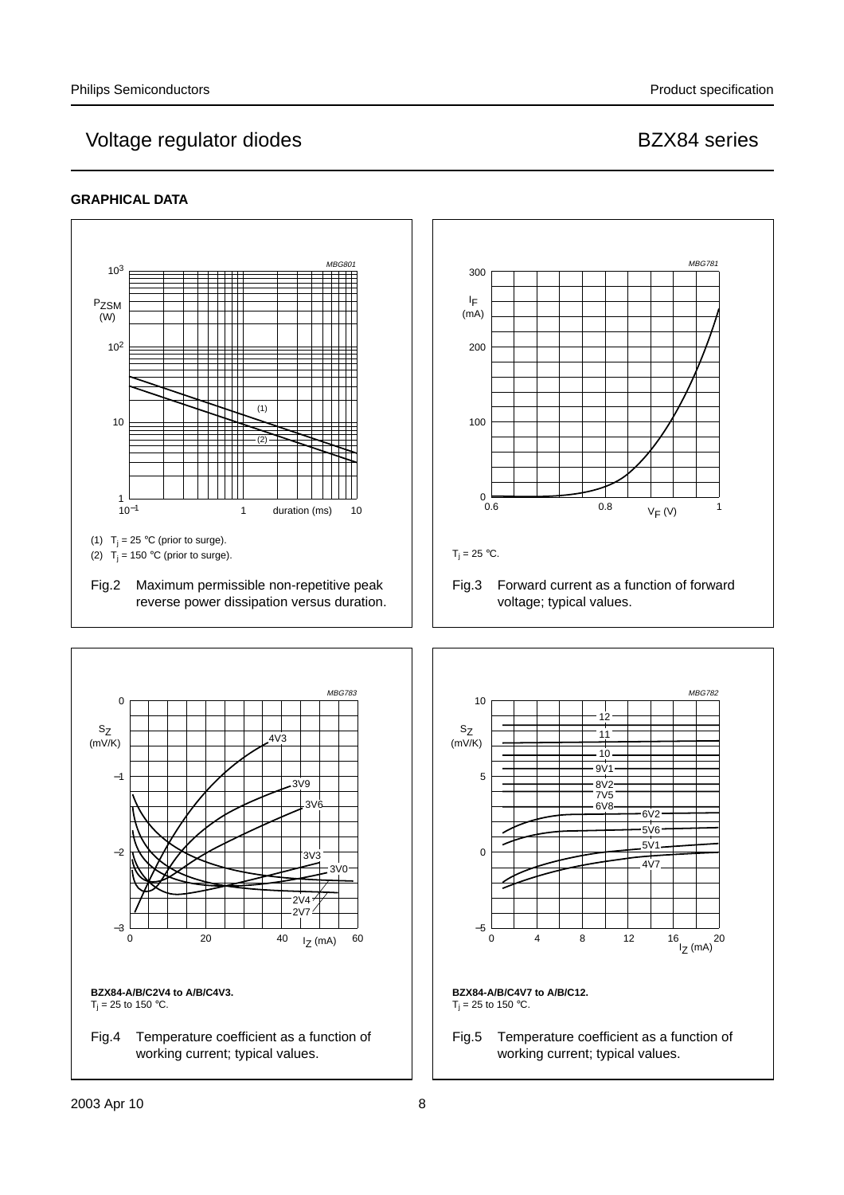## GRAPHICAL DATA

(1) $T_j$ = 25 °C (prior to surge).

(2) $T_j$ = 150 °C (prior to surge).

Fig.2 Maximum permissible non-repetitive peak reverse power dissipation versus duration.

$T_j$ = 25 °C.

Fig.3 Forward current as a function of forward voltage; typical values.

**BZX84-A/B/C2V4 to A/B/C4V3.**
$T_j$ = 25 to 150 °C.

Fig.4 Temperature coefficient as a function of working current; typical values.

**BZX84-A/B/C4V7 to A/B/C12.**
$T_j$ = 25 to 150 °C.

Fig.5 Temperature coefficient as a function of working current; typical values.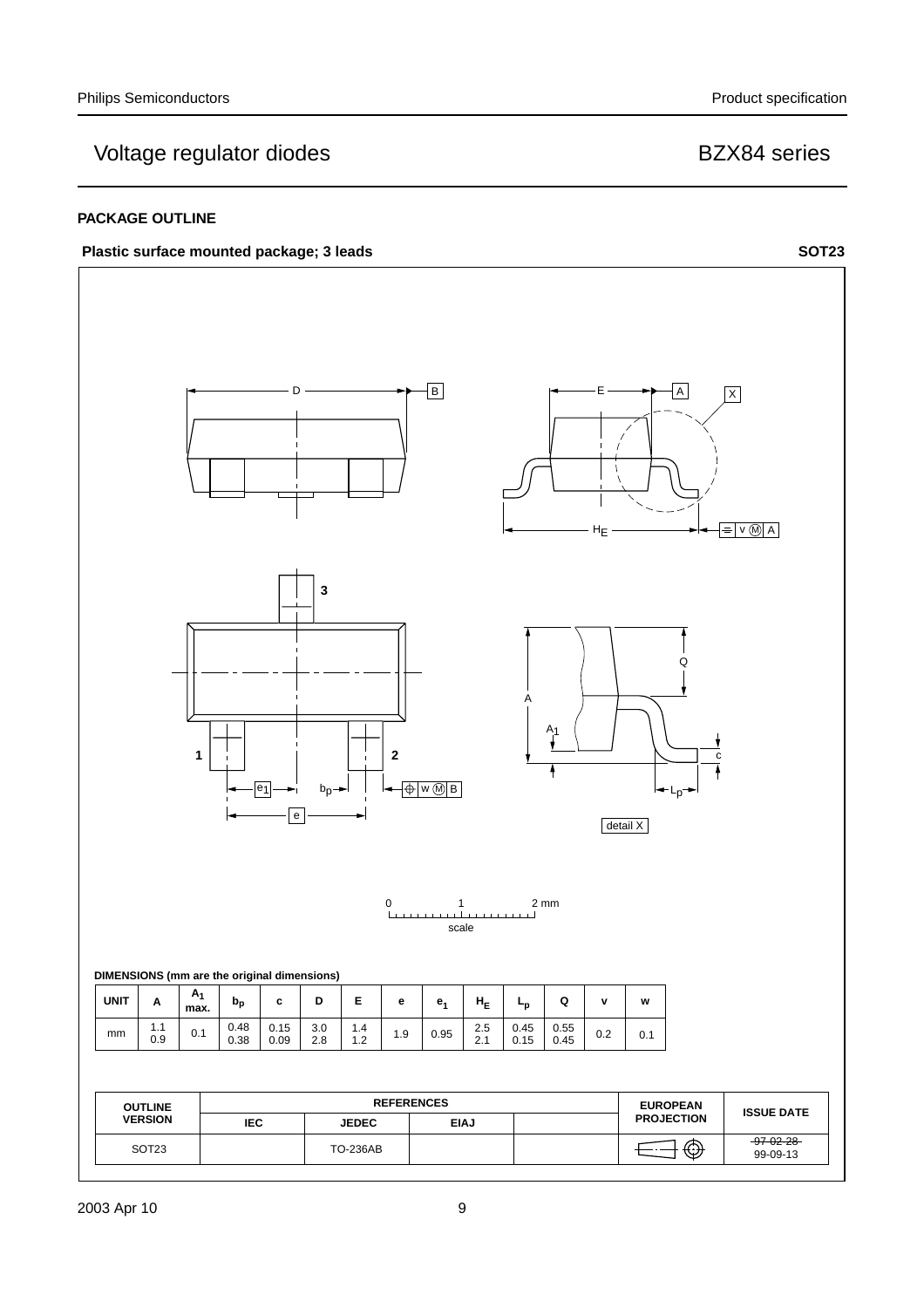## PACKAGE OUTLINE

**Plastic surface mounted package; 3 leads** **SOT23**

**DIMENSIONS (mm are the original dimensions)**

| UNIT | A | $A_1$ max. | $b_p$ | c | D | E | e | $e_1$ | $H_E$ | $L_p$ | Q | v | w |
|---|---|---|---|---|---|---|---|---|---|---|---|---|---|
| mm | 1.1<br>0.9 | 0.1 | 0.48<br>0.38 | 0.15<br>0.09 | 3.0<br>2.8 | 1.4<br>1.2 | 1.9 | 0.95 | 2.5<br>2.1 | 0.45<br>0.15 | 0.55<br>0.45 | 0.2 | 0.1 |

| OUTLINE VERSION | REFERENCES | | | | EUROPEAN PROJECTION | ISSUE DATE |
|---|---|---|---|---|---|---|
| | IEC | JEDEC | EIAJ | | | |
| SOT23 | | TO-236AB | | | | ~~97-02-28~~<br>99-09-13 |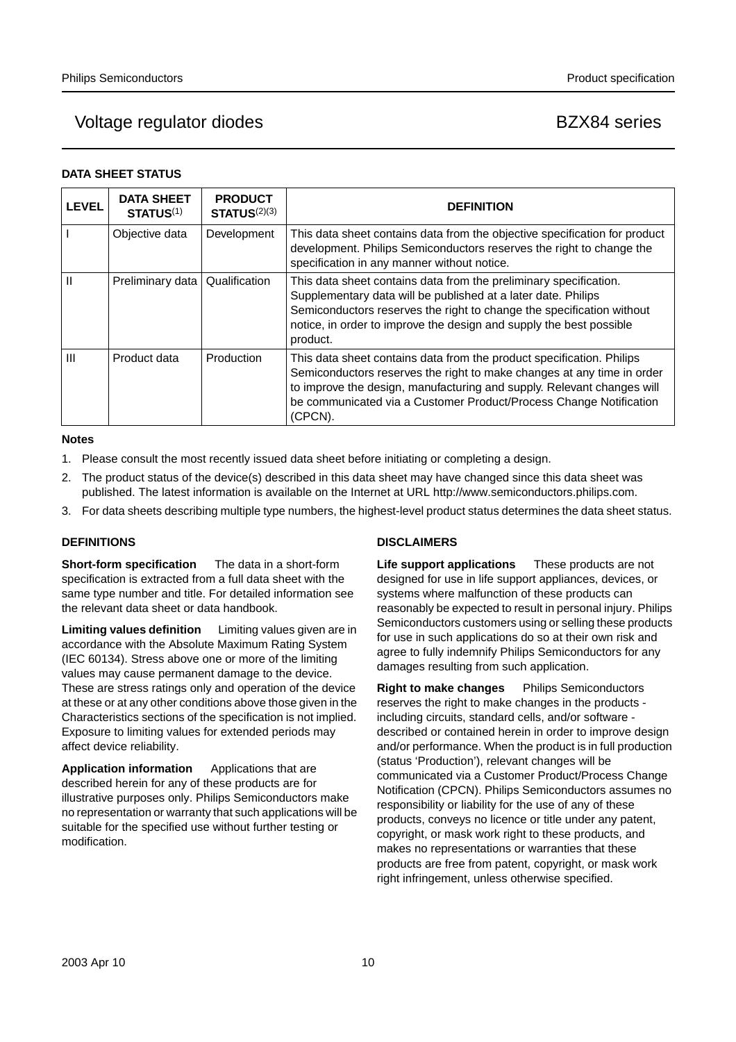## DATA SHEET STATUS

| LEVEL | DATA SHEET STATUS[1] | PRODUCT STATUS[2][3] | DEFINITION |
|---|---|---|---|
| I | Objective data | Development | This data sheet contains data from the objective specification for product development. Philips Semiconductors reserves the right to change the specification in any manner without notice. |
| II | Preliminary data | Qualification | This data sheet contains data from the preliminary specification. Supplementary data will be published at a later date. Philips Semiconductors reserves the right to change the specification without notice, in order to improve the design and supply the best possible product. |
| III | Product data | Production | This data sheet contains data from the product specification. Philips Semiconductors reserves the right to make changes at any time in order to improve the design, manufacturing and supply. Relevant changes will be communicated via a Customer Product/Process Change Notification (CPCN). |

**Notes**

1. Please consult the most recently issued data sheet before initiating or completing a design.
2. The product status of the device(s) described in this data sheet may have changed since this data sheet was published. The latest information is available on the Internet at URL http://www.semiconductors.philips.com.
3. For data sheets describing multiple type numbers, the highest-level product status determines the data sheet status.

## DEFINITIONS

**Short-form specification** — The data in a short-form specification is extracted from a full data sheet with the same type number and title. For detailed information see the relevant data sheet or data handbook.

**Limiting values definition** — Limiting values given are in accordance with the Absolute Maximum Rating System (IEC 60134). Stress above one or more of the limiting values may cause permanent damage to the device. These are stress ratings only and operation of the device at these or at any other conditions above those given in the Characteristics sections of the specification is not implied. Exposure to limiting values for extended periods may affect device reliability.

**Application information** — Applications that are described herein for any of these products are for illustrative purposes only. Philips Semiconductors make no representation or warranty that such applications will be suitable for the specified use without further testing or modification.

## DISCLAIMERS

**Life support applications** — These products are not designed for use in life support appliances, devices, or systems where malfunction of these products can reasonably be expected to result in personal injury. Philips Semiconductors customers using or selling these products for use in such applications do so at their own risk and agree to fully indemnify Philips Semiconductors for any damages resulting from such application.

**Right to make changes** — Philips Semiconductors reserves the right to make changes in the products - including circuits, standard cells, and/or software - described or contained herein in order to improve design and/or performance. When the product is in full production (status 'Production'), relevant changes will be communicated via a Customer Product/Process Change Notification (CPCN). Philips Semiconductors assumes no responsibility or liability for the use of any of these products, conveys no licence or title under any patent, copyright, or mask work right to these products, and makes no representations or warranties that these products are free from patent, copyright, or mask work right infringement, unless otherwise specified.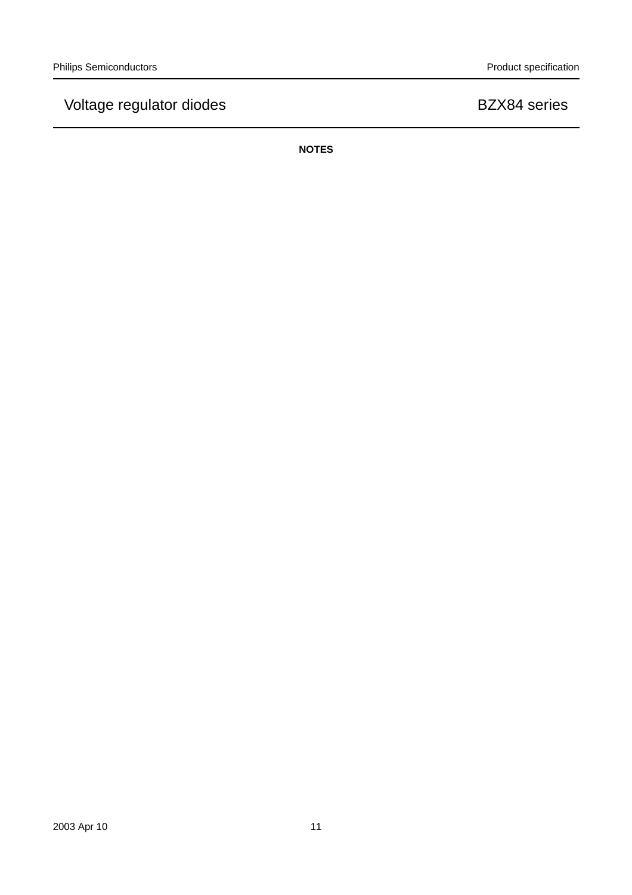**NOTES**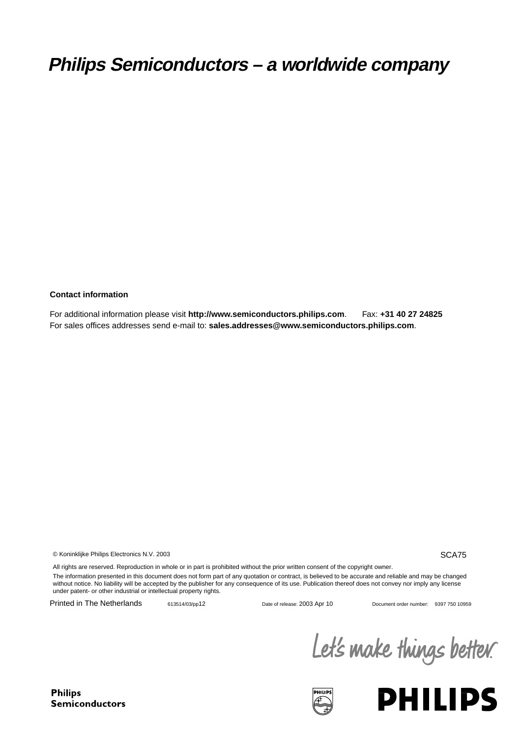# *Philips Semiconductors – a worldwide company*

**Contact information**

For additional information please visit **http://www.semiconductors.philips.com**.  Fax: **+31 40 27 24825**
For sales offices addresses send e-mail to: **sales.addresses@www.semiconductors.philips.com**.

© Koninklijke Philips Electronics N.V. 2003

SCA75

All rights are reserved. Reproduction in whole or in part is prohibited without the prior written consent of the copyright owner.

The information presented in this document does not form part of any quotation or contract, is believed to be accurate and reliable and may be changed without notice. No liability will be accepted by the publisher for any consequence of its use. Publication thereof does not convey nor imply any license under patent- or other industrial or intellectual property rights.

Printed in The Netherlands  613514/03/pp12  Date of release: 2003 Apr 10  Document order number: 9397 750 10959

Let's make things better.

Philips Semiconductors

PHILIPS